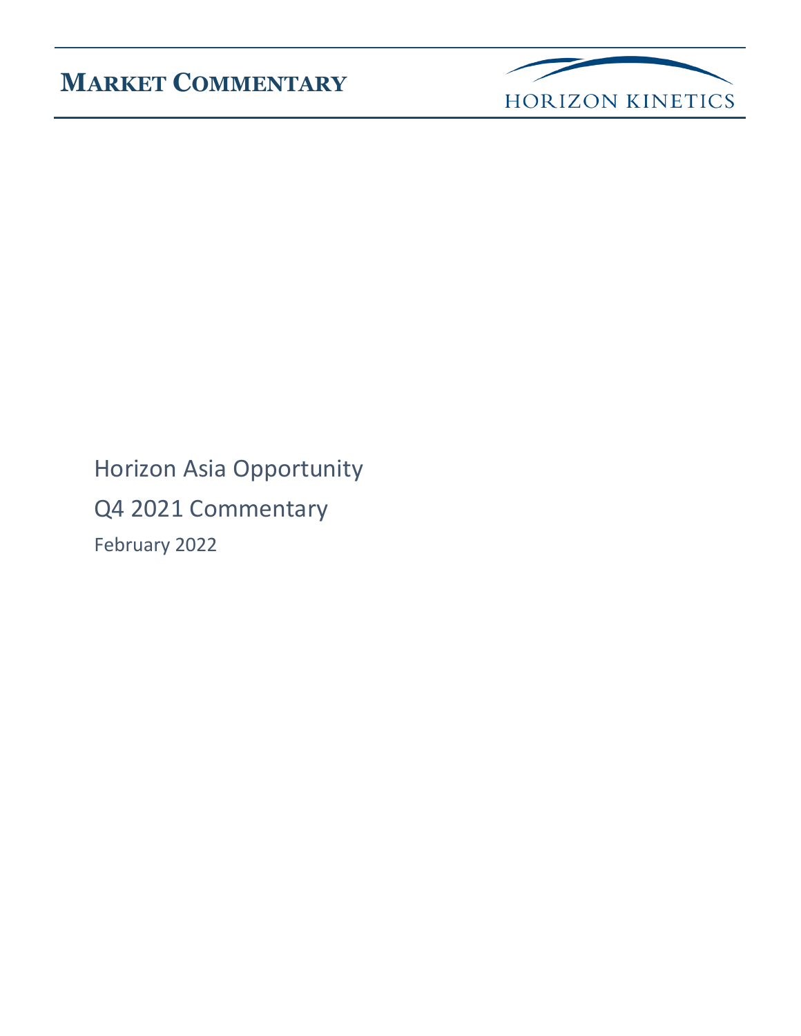**MARKET COMMENTARY**

HORIZON KINETICS

# Horizon Asia Opportunity

## Q4 2021 Commentary

February 2022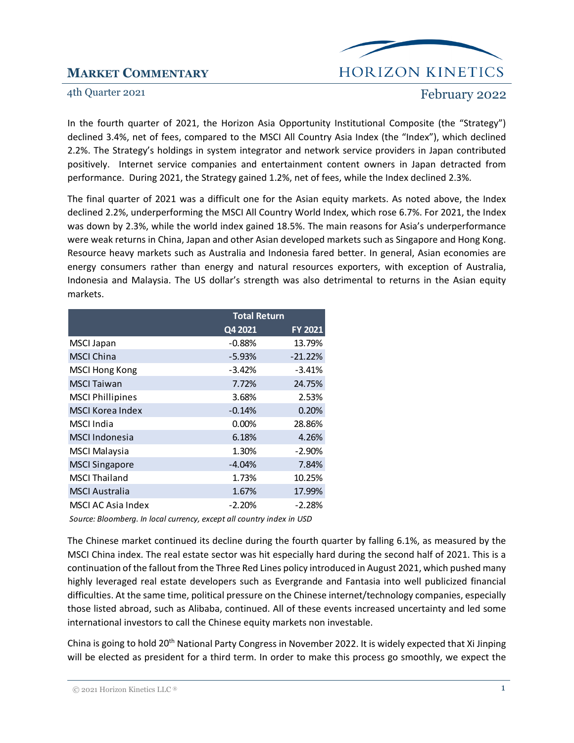# MARKET COMMENTARY

4th Quarter 2021

February 2022

In the fourth quarter of 2021, the Horizon Asia Opportunity Institutional Composite (the "Strategy") declined 3.4%, net of fees, compared to the MSCI All Country Asia Index (the "Index"), which declined 2.2%. The Strategy's holdings in system integrator and network service providers in Japan contributed positively. Internet service companies and entertainment content owners in Japan detracted from performance. During 2021, the Strategy gained 1.2%, net of fees, while the Index declined 2.3%.

The final quarter of 2021 was a difficult one for the Asian equity markets. As noted above, the Index declined 2.2%, underperforming the MSCI All Country World Index, which rose 6.7%. For 2021, the Index was down by 2.3%, while the world index gained 18.5%. The main reasons for Asia's underperformance were weak returns in China, Japan and other Asian developed markets such as Singapore and Hong Kong. Resource heavy markets such as Australia and Indonesia fared better. In general, Asian economies are energy consumers rather than energy and natural resources exporters, with exception of Australia, Indonesia and Malaysia. The US dollar's strength was also detrimental to returns in the Asian equity markets.

| | Total Return | |
|---|---|---|
| | Q4 2021 | FY 2021 |
| MSCI Japan | -0.88% | 13.79% |
| MSCI China | -5.93% | -21.22% |
| MSCI Hong Kong | -3.42% | -3.41% |
| MSCI Taiwan | 7.72% | 24.75% |
| MSCI Phillipines | 3.68% | 2.53% |
| MSCI Korea Index | -0.14% | 0.20% |
| MSCI India | 0.00% | 28.86% |
| MSCI Indonesia | 6.18% | 4.26% |
| MSCI Malaysia | 1.30% | -2.90% |
| MSCI Singapore | -4.04% | 7.84% |
| MSCI Thailand | 1.73% | 10.25% |
| MSCI Australia | 1.67% | 17.99% |
| MSCI AC Asia Index | -2.20% | -2.28% |

*Source: Bloomberg. In local currency, except all country index in USD*

The Chinese market continued its decline during the fourth quarter by falling 6.1%, as measured by the MSCI China index. The real estate sector was hit especially hard during the second half of 2021. This is a continuation of the fallout from the Three Red Lines policy introduced in August 2021, which pushed many highly leveraged real estate developers such as Evergrande and Fantasia into well publicized financial difficulties. At the same time, political pressure on the Chinese internet/technology companies, especially those listed abroad, such as Alibaba, continued. All of these events increased uncertainty and led some international investors to call the Chinese equity markets non investable.

China is going to hold 20th National Party Congress in November 2022. It is widely expected that Xi Jinping will be elected as president for a third term. In order to make this process go smoothly, we expect the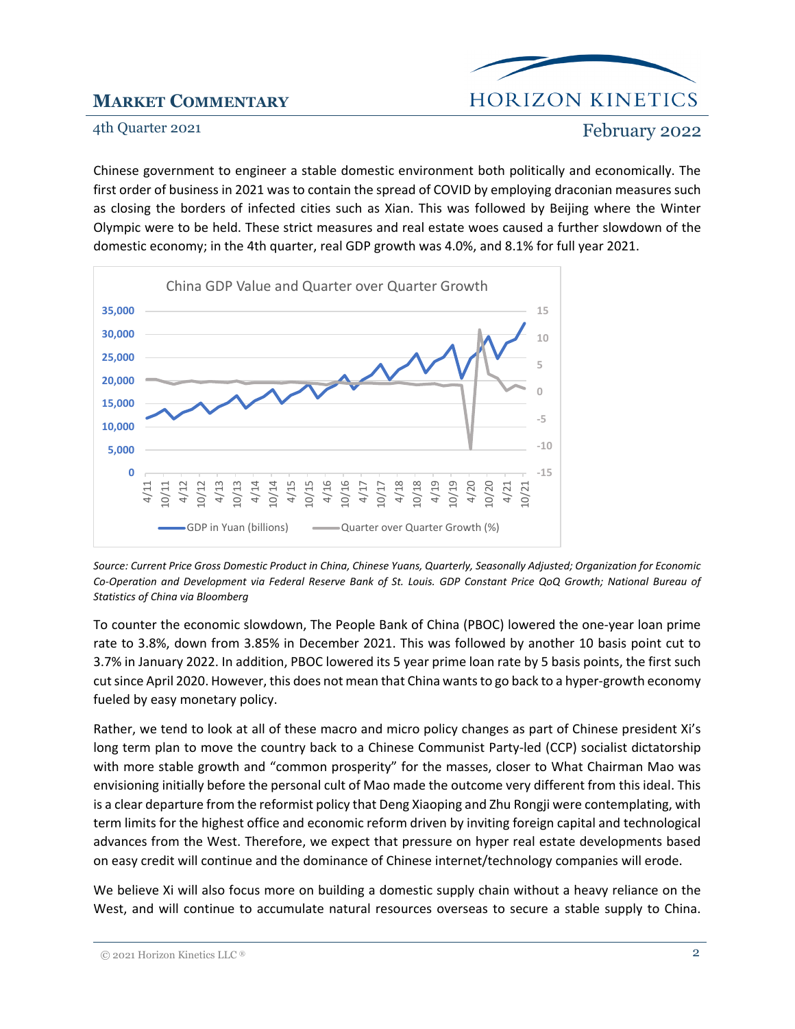Chinese government to engineer a stable domestic environment both politically and economically. The first order of business in 2021 was to contain the spread of COVID by employing draconian measures such as closing the borders of infected cities such as Xian. This was followed by Beijing where the Winter Olympic were to be held. These strict measures and real estate woes caused a further slowdown of the domestic economy; in the 4th quarter, real GDP growth was 4.0%, and 8.1% for full year 2021.

*Source: Current Price Gross Domestic Product in China, Chinese Yuans, Quarterly, Seasonally Adjusted; Organization for Economic Co-Operation and Development via Federal Reserve Bank of St. Louis. GDP Constant Price QoQ Growth; National Bureau of Statistics of China via Bloomberg*

To counter the economic slowdown, The People Bank of China (PBOC) lowered the one-year loan prime rate to 3.8%, down from 3.85% in December 2021. This was followed by another 10 basis point cut to 3.7% in January 2022. In addition, PBOC lowered its 5 year prime loan rate by 5 basis points, the first such cut since April 2020. However, this does not mean that China wants to go back to a hyper-growth economy fueled by easy monetary policy.

Rather, we tend to look at all of these macro and micro policy changes as part of Chinese president Xi's long term plan to move the country back to a Chinese Communist Party-led (CCP) socialist dictatorship with more stable growth and "common prosperity" for the masses, closer to What Chairman Mao was envisioning initially before the personal cult of Mao made the outcome very different from this ideal. This is a clear departure from the reformist policy that Deng Xiaoping and Zhu Rongji were contemplating, with term limits for the highest office and economic reform driven by inviting foreign capital and technological advances from the West. Therefore, we expect that pressure on hyper real estate developments based on easy credit will continue and the dominance of Chinese internet/technology companies will erode.

We believe Xi will also focus more on building a domestic supply chain without a heavy reliance on the West, and will continue to accumulate natural resources overseas to secure a stable supply to China.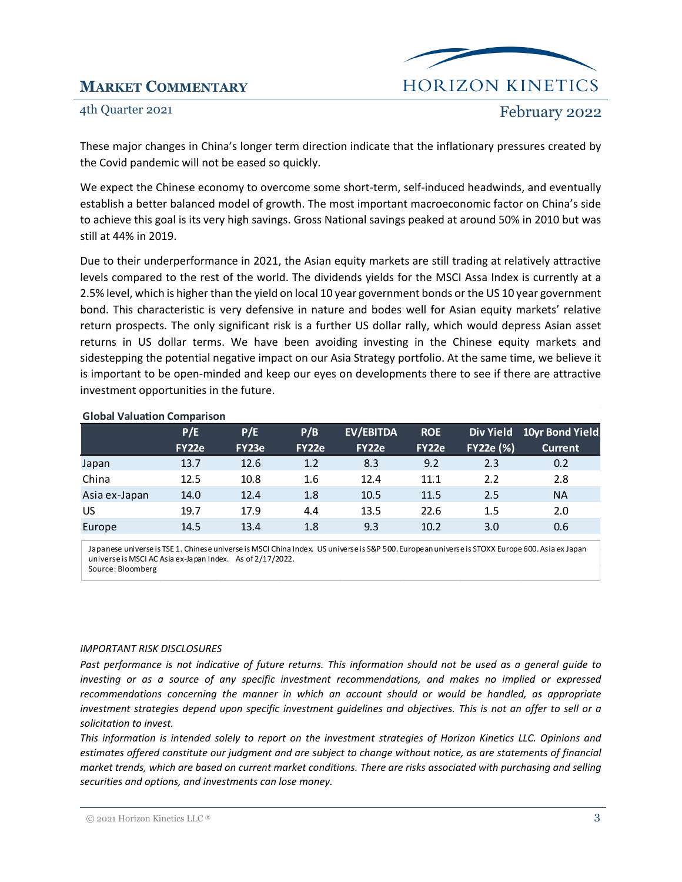These major changes in China's longer term direction indicate that the inflationary pressures created by the Covid pandemic will not be eased so quickly.

We expect the Chinese economy to overcome some short-term, self-induced headwinds, and eventually establish a better balanced model of growth. The most important macroeconomic factor on China's side to achieve this goal is its very high savings. Gross National savings peaked at around 50% in 2010 but was still at 44% in 2019.

Due to their underperformance in 2021, the Asian equity markets are still trading at relatively attractive levels compared to the rest of the world. The dividends yields for the MSCI Assa Index is currently at a 2.5% level, which is higher than the yield on local 10 year government bonds or the US 10 year government bond. This characteristic is very defensive in nature and bodes well for Asian equity markets' relative return prospects. The only significant risk is a further US dollar rally, which would depress Asian asset returns in US dollar terms. We have been avoiding investing in the Chinese equity markets and sidestepping the potential negative impact on our Asia Strategy portfolio. At the same time, we believe it is important to be open-minded and keep our eyes on developments there to see if there are attractive investment opportunities in the future.

**Global Valuation Comparison**

| | P/E FY22e | P/E FY23e | P/B FY22e | EV/EBITDA FY22e | ROE FY22e | Div Yield FY22e (%) | 10yr Bond Yield Current |
|---|---|---|---|---|---|---|---|
| Japan | 13.7 | 12.6 | 1.2 | 8.3 | 9.2 | 2.3 | 0.2 |
| China | 12.5 | 10.8 | 1.6 | 12.4 | 11.1 | 2.2 | 2.8 |
| Asia ex-Japan | 14.0 | 12.4 | 1.8 | 10.5 | 11.5 | 2.5 | NA |
| US | 19.7 | 17.9 | 4.4 | 13.5 | 22.6 | 1.5 | 2.0 |
| Europe | 14.5 | 13.4 | 1.8 | 9.3 | 10.2 | 3.0 | 0.6 |

Japanese universe is TSE 1. Chinese universe is MSCI China Index. US universe is S&P 500. European universe is STOXX Europe 600. Asia ex Japan universe is MSCI AC Asia ex-Japan Index. As of 2/17/2022.
Source: Bloomberg

*IMPORTANT RISK DISCLOSURES*

*Past performance is not indicative of future returns. This information should not be used as a general guide to investing or as a source of any specific investment recommendations, and makes no implied or expressed recommendations concerning the manner in which an account should or would be handled, as appropriate investment strategies depend upon specific investment guidelines and objectives. This is not an offer to sell or a solicitation to invest.*

*This information is intended solely to report on the investment strategies of Horizon Kinetics LLC. Opinions and estimates offered constitute our judgment and are subject to change without notice, as are statements of financial market trends, which are based on current market conditions. There are risks associated with purchasing and selling securities and options, and investments can lose money.*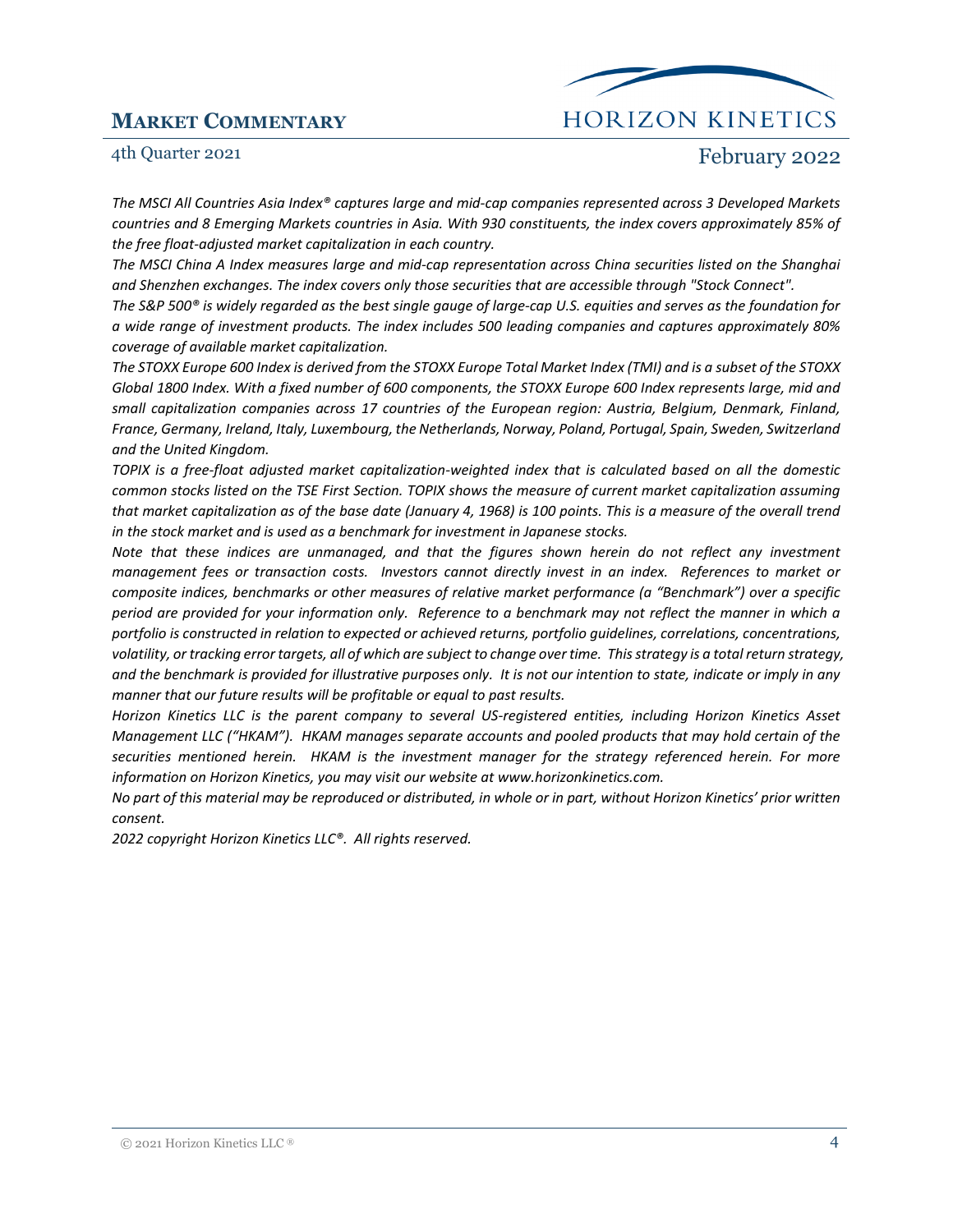*The MSCI All Countries Asia Index® captures large and mid-cap companies represented across 3 Developed Markets countries and 8 Emerging Markets countries in Asia. With 930 constituents, the index covers approximately 85% of the free float-adjusted market capitalization in each country.*

*The MSCI China A Index measures large and mid-cap representation across China securities listed on the Shanghai and Shenzhen exchanges. The index covers only those securities that are accessible through "Stock Connect".*

*The S&P 500® is widely regarded as the best single gauge of large-cap U.S. equities and serves as the foundation for a wide range of investment products. The index includes 500 leading companies and captures approximately 80% coverage of available market capitalization.*

*The STOXX Europe 600 Index is derived from the STOXX Europe Total Market Index (TMI) and is a subset of the STOXX Global 1800 Index. With a fixed number of 600 components, the STOXX Europe 600 Index represents large, mid and small capitalization companies across 17 countries of the European region: Austria, Belgium, Denmark, Finland, France, Germany, Ireland, Italy, Luxembourg, the Netherlands, Norway, Poland, Portugal, Spain, Sweden, Switzerland and the United Kingdom.*

*TOPIX is a free-float adjusted market capitalization-weighted index that is calculated based on all the domestic common stocks listed on the TSE First Section. TOPIX shows the measure of current market capitalization assuming that market capitalization as of the base date (January 4, 1968) is 100 points. This is a measure of the overall trend in the stock market and is used as a benchmark for investment in Japanese stocks.*

*Note that these indices are unmanaged, and that the figures shown herein do not reflect any investment management fees or transaction costs. Investors cannot directly invest in an index. References to market or composite indices, benchmarks or other measures of relative market performance (a "Benchmark") over a specific period are provided for your information only. Reference to a benchmark may not reflect the manner in which a portfolio is constructed in relation to expected or achieved returns, portfolio guidelines, correlations, concentrations, volatility, or tracking error targets, all of which are subject to change over time. This strategy is a total return strategy, and the benchmark is provided for illustrative purposes only. It is not our intention to state, indicate or imply in any manner that our future results will be profitable or equal to past results.*

*Horizon Kinetics LLC is the parent company to several US-registered entities, including Horizon Kinetics Asset Management LLC ("HKAM"). HKAM manages separate accounts and pooled products that may hold certain of the securities mentioned herein. HKAM is the investment manager for the strategy referenced herein. For more information on Horizon Kinetics, you may visit our website at www.horizonkinetics.com.*

*No part of this material may be reproduced or distributed, in whole or in part, without Horizon Kinetics' prior written consent.*

*2022 copyright Horizon Kinetics LLC®. All rights reserved.*